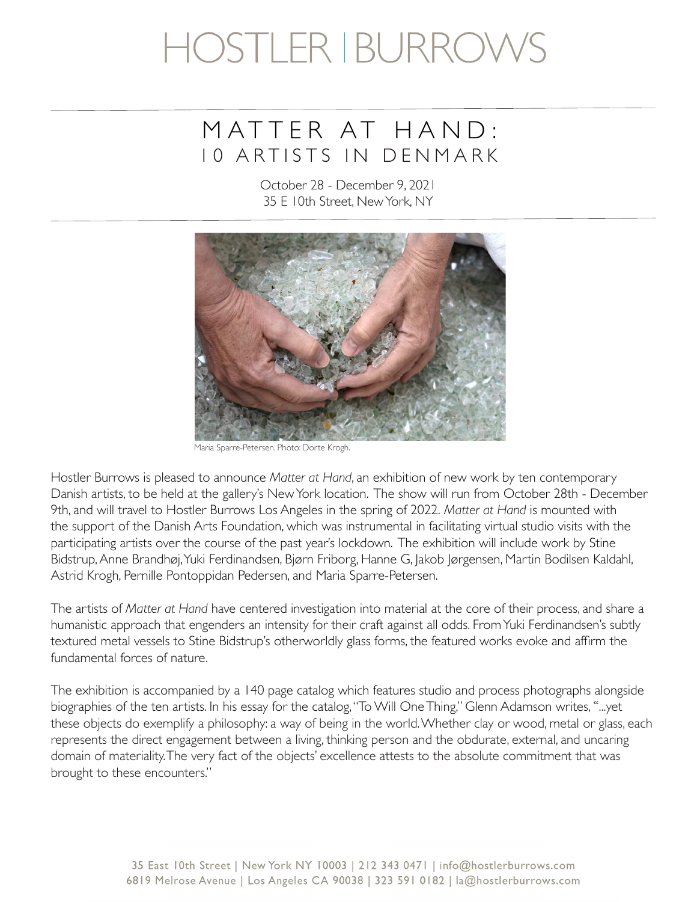# HOSTLER | BURROWS

## MATTER AT HAND:
## 10 ARTISTS IN DENMARK

October 28 - December 9, 2021
35 E 10th Street, New York, NY

Maria Sparre-Petersen. Photo: Dorte Krogh.

Hostler Burrows is pleased to announce *Matter at Hand*, an exhibition of new work by ten contemporary Danish artists, to be held at the gallery's New York location. The show will run from October 28th - December 9th, and will travel to Hostler Burrows Los Angeles in the spring of 2022. *Matter at Hand* is mounted with the support of the Danish Arts Foundation, which was instrumental in facilitating virtual studio visits with the participating artists over the course of the past year's lockdown. The exhibition will include work by Stine Bidstrup, Anne Brandhøj, Yuki Ferdinandsen, Bjørn Friborg, Hanne G, Jakob Jørgensen, Martin Bodilsen Kaldahl, Astrid Krogh, Pernille Pontoppidan Pedersen, and Maria Sparre-Petersen.

The artists of *Matter at Hand* have centered investigation into material at the core of their process, and share a humanistic approach that engenders an intensity for their craft against all odds. From Yuki Ferdinandsen's subtly textured metal vessels to Stine Bidstrup's otherworldly glass forms, the featured works evoke and affirm the fundamental forces of nature.

The exhibition is accompanied by a 140 page catalog which features studio and process photographs alongside biographies of the ten artists. In his essay for the catalog, "To Will One Thing," Glenn Adamson writes, "...yet these objects do exemplify a philosophy: a way of being in the world. Whether clay or wood, metal or glass, each represents the direct engagement between a living, thinking person and the obdurate, external, and uncaring domain of materiality. The very fact of the objects' excellence attests to the absolute commitment that was brought to these encounters."

35 East 10th Street | New York NY 10003 | 212 343 0471 | info@hostlerburrows.com
6819 Melrose Avenue | Los Angeles CA 90038 | 323 591 0182 | la@hostlerburrows.com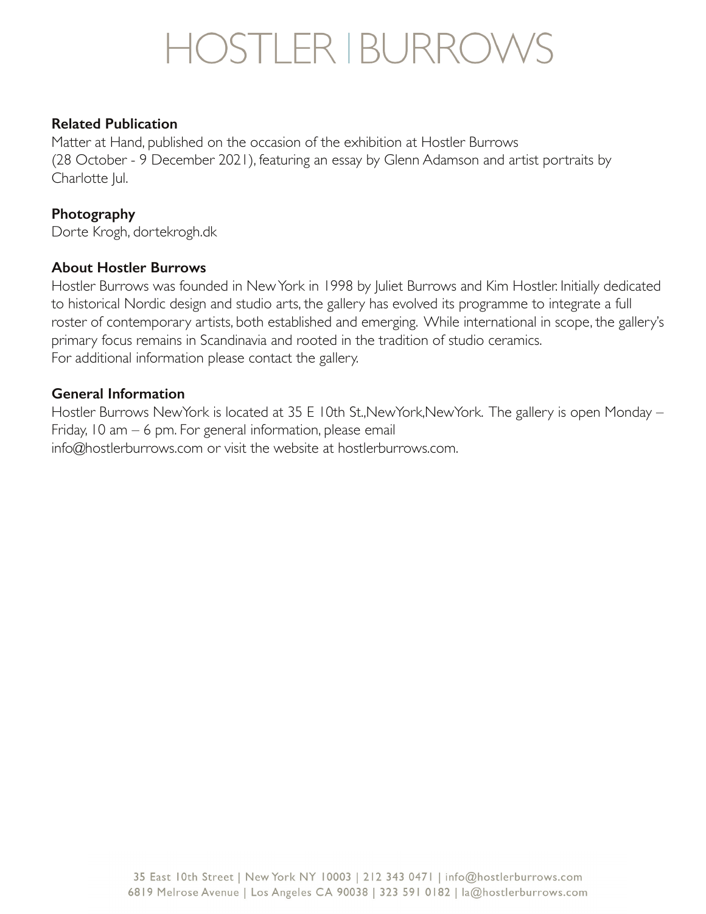**Related Publication**
Matter at Hand, published on the occasion of the exhibition at Hostler Burrows (28 October - 9 December 2021), featuring an essay by Glenn Adamson and artist portraits by Charlotte Jul.

**Photography**
Dorte Krogh, dortekrogh.dk

**About Hostler Burrows**
Hostler Burrows was founded in New York in 1998 by Juliet Burrows and Kim Hostler. Initially dedicated to historical Nordic design and studio arts, the gallery has evolved its programme to integrate a full roster of contemporary artists, both established and emerging. While international in scope, the gallery's primary focus remains in Scandinavia and rooted in the tradition of studio ceramics.
For additional information please contact the gallery.

**General Information**
Hostler Burrows New York is located at 35 E 10th St., New York, New York. The gallery is open Monday – Friday, 10 am – 6 pm. For general information, please email info@hostlerburrows.com or visit the website at hostlerburrows.com.